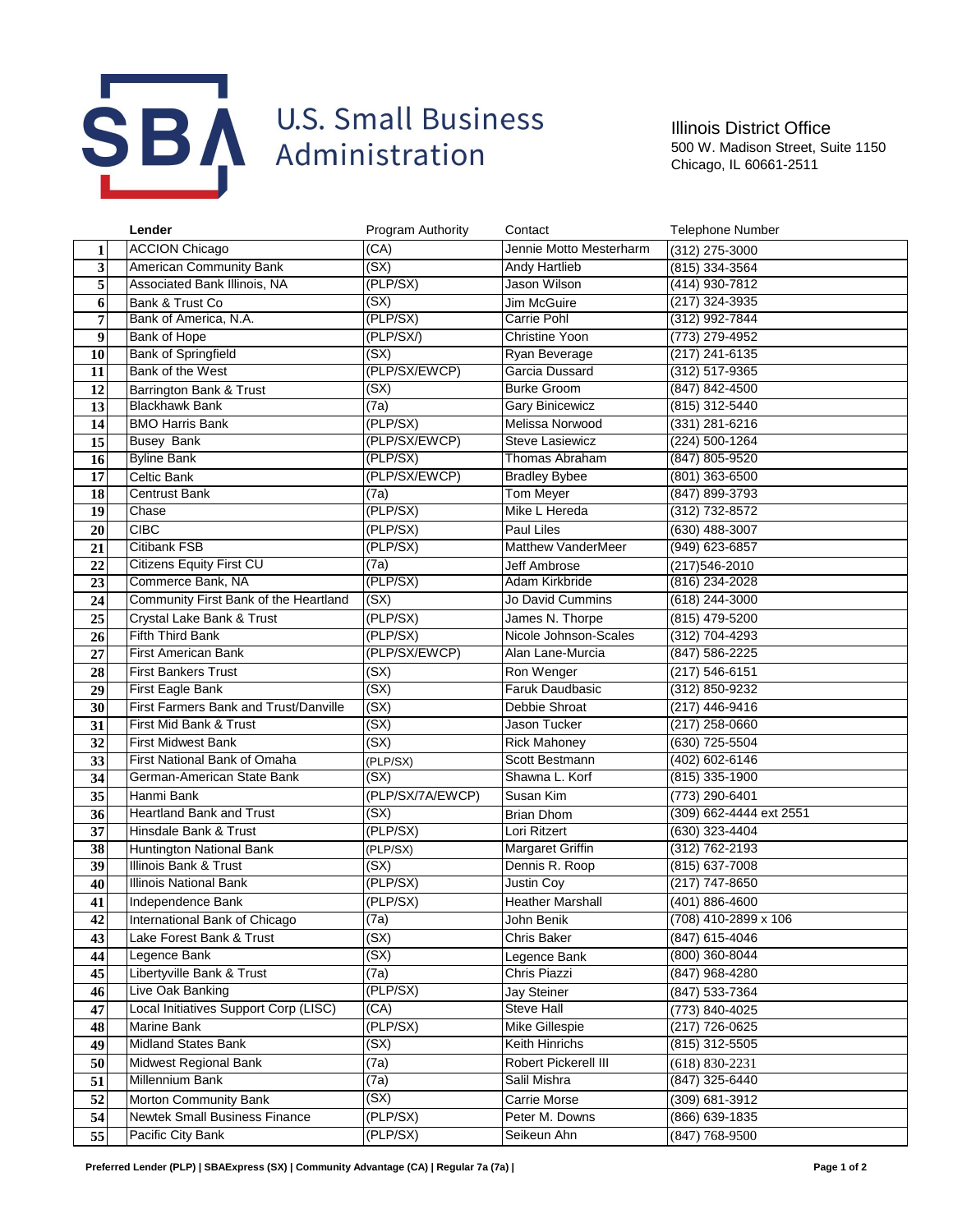# U.S. Small Business Administration

Illinois District Office
500 W. Madison Street, Suite 1150
Chicago, IL 60661-2511

| | Lender | Program Authority | Contact | Telephone Number |
|---|---|---|---|---|
| 1 | ACCION Chicago | (CA) | Jennie Motto Mesterharm | (312) 275-3000 |
| 3 | American Community Bank | (SX) | Andy Hartlieb | (815) 334-3564 |
| 5 | Associated Bank Illinois, NA | (PLP/SX) | Jason Wilson | (414) 930-7812 |
| 6 | Bank & Trust Co | (SX) | Jim McGuire | (217) 324-3935 |
| 7 | Bank of America, N.A. | (PLP/SX) | Carrie Pohl | (312) 992-7844 |
| 9 | Bank of Hope | (PLP/SX/) | Christine Yoon | (773) 279-4952 |
| 10 | Bank of Springfield | (SX) | Ryan Beverage | (217) 241-6135 |
| 11 | Bank of the West | (PLP/SX/EWCP) | Garcia Dussard | (312) 517-9365 |
| 12 | Barrington Bank & Trust | (SX) | Burke Groom | (847) 842-4500 |
| 13 | Blackhawk Bank | (7a) | Gary Binicewicz | (815) 312-5440 |
| 14 | BMO Harris Bank | (PLP/SX) | Melissa Norwood | (331) 281-6216 |
| 15 | Busey Bank | (PLP/SX/EWCP) | Steve Lasiewicz | (224) 500-1264 |
| 16 | Byline Bank | (PLP/SX) | Thomas Abraham | (847) 805-9520 |
| 17 | Celtic Bank | (PLP/SX/EWCP) | Bradley Bybee | (801) 363-6500 |
| 18 | Centrust Bank | (7a) | Tom Meyer | (847) 899-3793 |
| 19 | Chase | (PLP/SX) | Mike L Hereda | (312) 732-8572 |
| 20 | CIBC | (PLP/SX) | Paul Liles | (630) 488-3007 |
| 21 | Citibank FSB | (PLP/SX) | Matthew VanderMeer | (949) 623-6857 |
| 22 | Citizens Equity First CU | (7a) | Jeff Ambrose | (217)546-2010 |
| 23 | Commerce Bank, NA | (PLP/SX) | Adam Kirkbride | (816) 234-2028 |
| 24 | Community First Bank of the Heartland | (SX) | Jo David Cummins | (618) 244-3000 |
| 25 | Crystal Lake Bank & Trust | (PLP/SX) | James N. Thorpe | (815) 479-5200 |
| 26 | Fifth Third Bank | (PLP/SX) | Nicole Johnson-Scales | (312) 704-4293 |
| 27 | First American Bank | (PLP/SX/EWCP) | Alan Lane-Murcia | (847) 586-2225 |
| 28 | First Bankers Trust | (SX) | Ron Wenger | (217) 546-6151 |
| 29 | First Eagle Bank | (SX) | Faruk Daudbasic | (312) 850-9232 |
| 30 | First Farmers Bank and Trust/Danville | (SX) | Debbie Shroat | (217) 446-9416 |
| 31 | First Mid Bank & Trust | (SX) | Jason Tucker | (217) 258-0660 |
| 32 | First Midwest Bank | (SX) | Rick Mahoney | (630) 725-5504 |
| 33 | First National Bank of Omaha | (PLP/SX) | Scott Bestmann | (402) 602-6146 |
| 34 | German-American State Bank | (SX) | Shawna L. Korf | (815) 335-1900 |
| 35 | Hanmi Bank | (PLP/SX/7A/EWCP) | Susan Kim | (773) 290-6401 |
| 36 | Heartland Bank and Trust | (SX) | Brian Dhom | (309) 662-4444 ext 2551 |
| 37 | Hinsdale Bank & Trust | (PLP/SX) | Lori Ritzert | (630) 323-4404 |
| 38 | Huntington National Bank | (PLP/SX) | Margaret Griffin | (312) 762-2193 |
| 39 | Illinois Bank & Trust | (SX) | Dennis R. Roop | (815) 637-7008 |
| 40 | Illinois National Bank | (PLP/SX) | Justin Coy | (217) 747-8650 |
| 41 | Independence Bank | (PLP/SX) | Heather Marshall | (401) 886-4600 |
| 42 | International Bank of Chicago | (7a) | John Benik | (708) 410-2899 x 106 |
| 43 | Lake Forest Bank & Trust | (SX) | Chris Baker | (847) 615-4046 |
| 44 | Legence Bank | (SX) | Legence Bank | (800) 360-8044 |
| 45 | Libertyville Bank & Trust | (7a) | Chris Piazzi | (847) 968-4280 |
| 46 | Live Oak Banking | (PLP/SX) | Jay Steiner | (847) 533-7364 |
| 47 | Local Initiatives Support Corp (LISC) | (CA) | Steve Hall | (773) 840-4025 |
| 48 | Marine Bank | (PLP/SX) | Mike Gillespie | (217) 726-0625 |
| 49 | Midland States Bank | (SX) | Keith Hinrichs | (815) 312-5505 |
| 50 | Midwest Regional Bank | (7a) | Robert Pickerell III | (618) 830-2231 |
| 51 | Millennium Bank | (7a) | Salil Mishra | (847) 325-6440 |
| 52 | Morton Community Bank | (SX) | Carrie Morse | (309) 681-3912 |
| 54 | Newtek Small Business Finance | (PLP/SX) | Peter M. Downs | (866) 639-1835 |
| 55 | Pacific City Bank | (PLP/SX) | Seikeun Ahn | (847) 768-9500 |

**Preferred Lender (PLP) | SBAExpress (SX) | Community Advantage (CA) | Regular 7a (7a) |**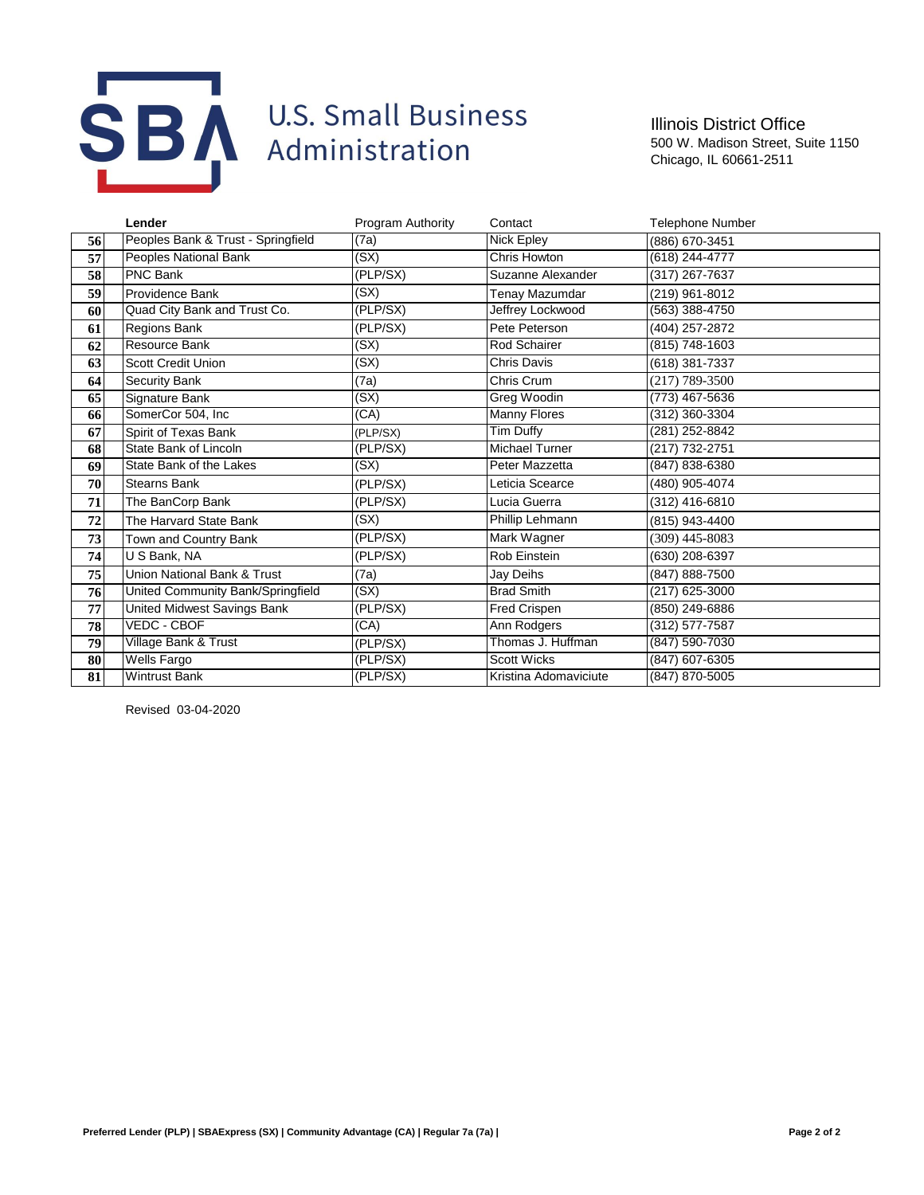U.S. Small Business Administration

Illinois District Office
500 W. Madison Street, Suite 1150
Chicago, IL 60661-2511

| | Lender | Program Authority | Contact | Telephone Number |
|---|---|---|---|---|
| 56 | Peoples Bank & Trust - Springfield | (7a) | Nick Epley | (886) 670-3451 |
| 57 | Peoples National Bank | (SX) | Chris Howton | (618) 244-4777 |
| 58 | PNC Bank | (PLP/SX) | Suzanne Alexander | (317) 267-7637 |
| 59 | Providence Bank | (SX) | Tenay Mazumdar | (219) 961-8012 |
| 60 | Quad City Bank and Trust Co. | (PLP/SX) | Jeffrey Lockwood | (563) 388-4750 |
| 61 | Regions Bank | (PLP/SX) | Pete Peterson | (404) 257-2872 |
| 62 | Resource Bank | (SX) | Rod Schairer | (815) 748-1603 |
| 63 | Scott Credit Union | (SX) | Chris Davis | (618) 381-7337 |
| 64 | Security Bank | (7a) | Chris Crum | (217) 789-3500 |
| 65 | Signature Bank | (SX) | Greg Woodin | (773) 467-5636 |
| 66 | SomerCor 504, Inc | (CA) | Manny Flores | (312) 360-3304 |
| 67 | Spirit of Texas Bank | (PLP/SX) | Tim Duffy | (281) 252-8842 |
| 68 | State Bank of Lincoln | (PLP/SX) | Michael Turner | (217) 732-2751 |
| 69 | State Bank of the Lakes | (SX) | Peter Mazzetta | (847) 838-6380 |
| 70 | Stearns Bank | (PLP/SX) | Leticia Scearce | (480) 905-4074 |
| 71 | The BanCorp Bank | (PLP/SX) | Lucia Guerra | (312) 416-6810 |
| 72 | The Harvard State Bank | (SX) | Phillip Lehmann | (815) 943-4400 |
| 73 | Town and Country Bank | (PLP/SX) | Mark Wagner | (309) 445-8083 |
| 74 | U S Bank, NA | (PLP/SX) | Rob Einstein | (630) 208-6397 |
| 75 | Union National Bank & Trust | (7a) | Jay Deihs | (847) 888-7500 |
| 76 | United Community Bank/Springfield | (SX) | Brad Smith | (217) 625-3000 |
| 77 | United Midwest Savings Bank | (PLP/SX) | Fred Crispen | (850) 249-6886 |
| 78 | VEDC - CBOF | (CA) | Ann Rodgers | (312) 577-7587 |
| 79 | Village Bank & Trust | (PLP/SX) | Thomas J. Huffman | (847) 590-7030 |
| 80 | Wells Fargo | (PLP/SX) | Scott Wicks | (847) 607-6305 |
| 81 | Wintrust Bank | (PLP/SX) | Kristina Adomaviciute | (847) 870-5005 |

Revised 03-04-2020

**Preferred Lender (PLP) | SBAExpress (SX) | Community Advantage (CA) | Regular 7a (7a) |**